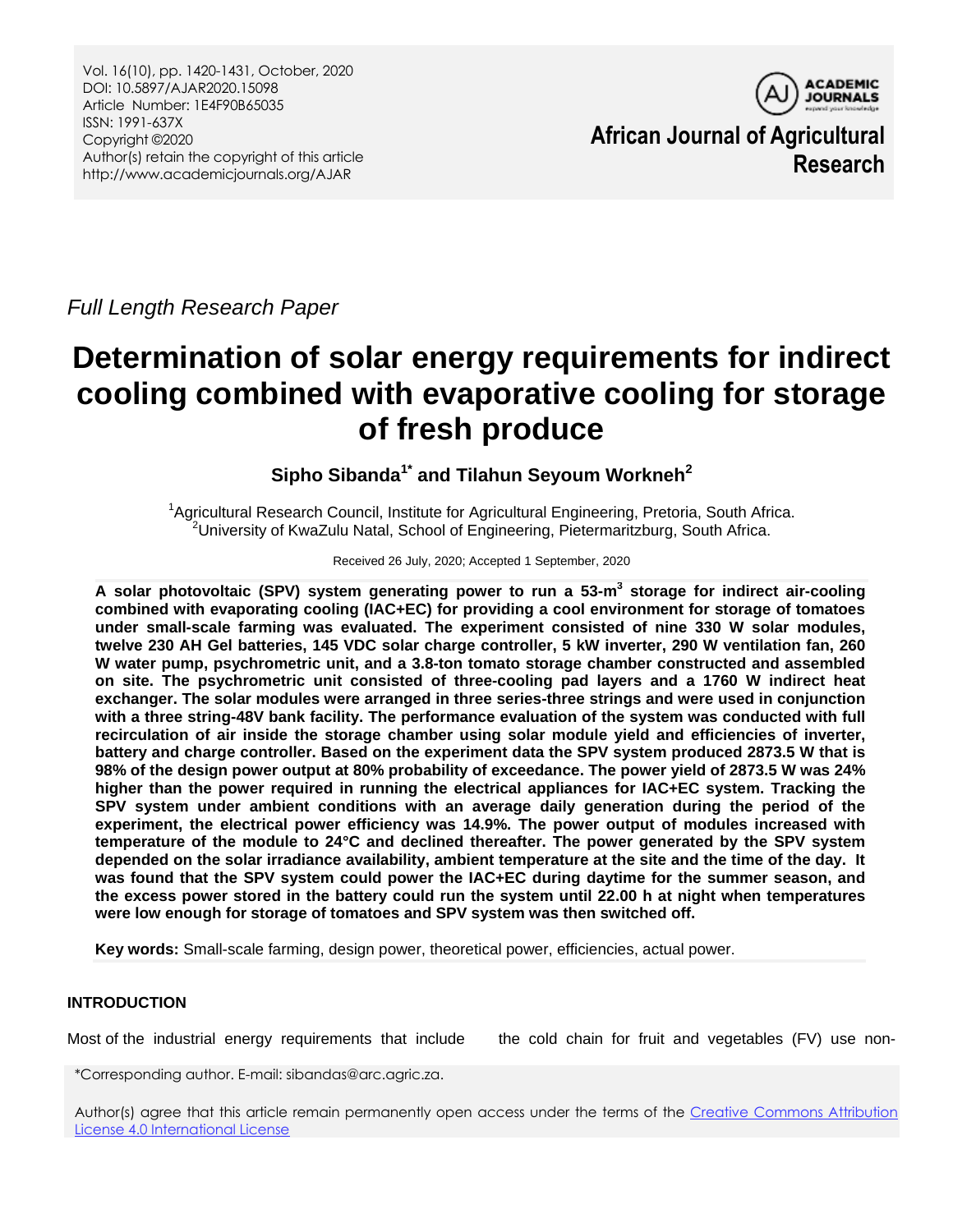*Full Length Research Paper*

# Determination of solar energy requirements for indirect cooling combined with evaporative cooling for storage of fresh produce

**Sipho Sibanda[1*] and Tilahun Seyoum Workneh[2]**

[1]Agricultural Research Council, Institute for Agricultural Engineering, Pretoria, South Africa.
[2]University of KwaZulu Natal, School of Engineering, Pietermaritzburg, South Africa.

Received 26 July, 2020; Accepted 1 September, 2020

**A solar photovoltaic (SPV) system generating power to run a 53-m$^3$ storage for indirect air-cooling combined with evaporating cooling (IAC+EC) for providing a cool environment for storage of tomatoes under small-scale farming was evaluated. The experiment consisted of nine 330 W solar modules, twelve 230 AH Gel batteries, 145 VDC solar charge controller, 5 kW inverter, 290 W ventilation fan, 260 W water pump, psychrometric unit, and a 3.8-ton tomato storage chamber constructed and assembled on site. The psychrometric unit consisted of three-cooling pad layers and a 1760 W indirect heat exchanger. The solar modules were arranged in three series-three strings and were used in conjunction with a three string-48V bank facility. The performance evaluation of the system was conducted with full recirculation of air inside the storage chamber using solar module yield and efficiencies of inverter, battery and charge controller. Based on the experiment data the SPV system produced 2873.5 W that is 98% of the design power output at 80% probability of exceedance. The power yield of 2873.5 W was 24% higher than the power required in running the electrical appliances for IAC+EC system. Tracking the SPV system under ambient conditions with an average daily generation during the period of the experiment, the electrical power efficiency was 14.9%. The power output of modules increased with temperature of the module to 24°C and declined thereafter. The power generated by the SPV system depended on the solar irradiance availability, ambient temperature at the site and the time of the day. It was found that the SPV system could power the IAC+EC during daytime for the summer season, and the excess power stored in the battery could run the system until 22.00 h at night when temperatures were low enough for storage of tomatoes and SPV system was then switched off.**

**Key words:** Small-scale farming, design power, theoretical power, efficiencies, actual power.

## INTRODUCTION

Most of the industrial energy requirements that include the cold chain for fruit and vegetables (FV) use non-

*Corresponding author. E-mail: sibandas@arc.agric.za.

Author(s) agree that this article remain permanently open access under the terms of the Creative Commons Attribution License 4.0 International License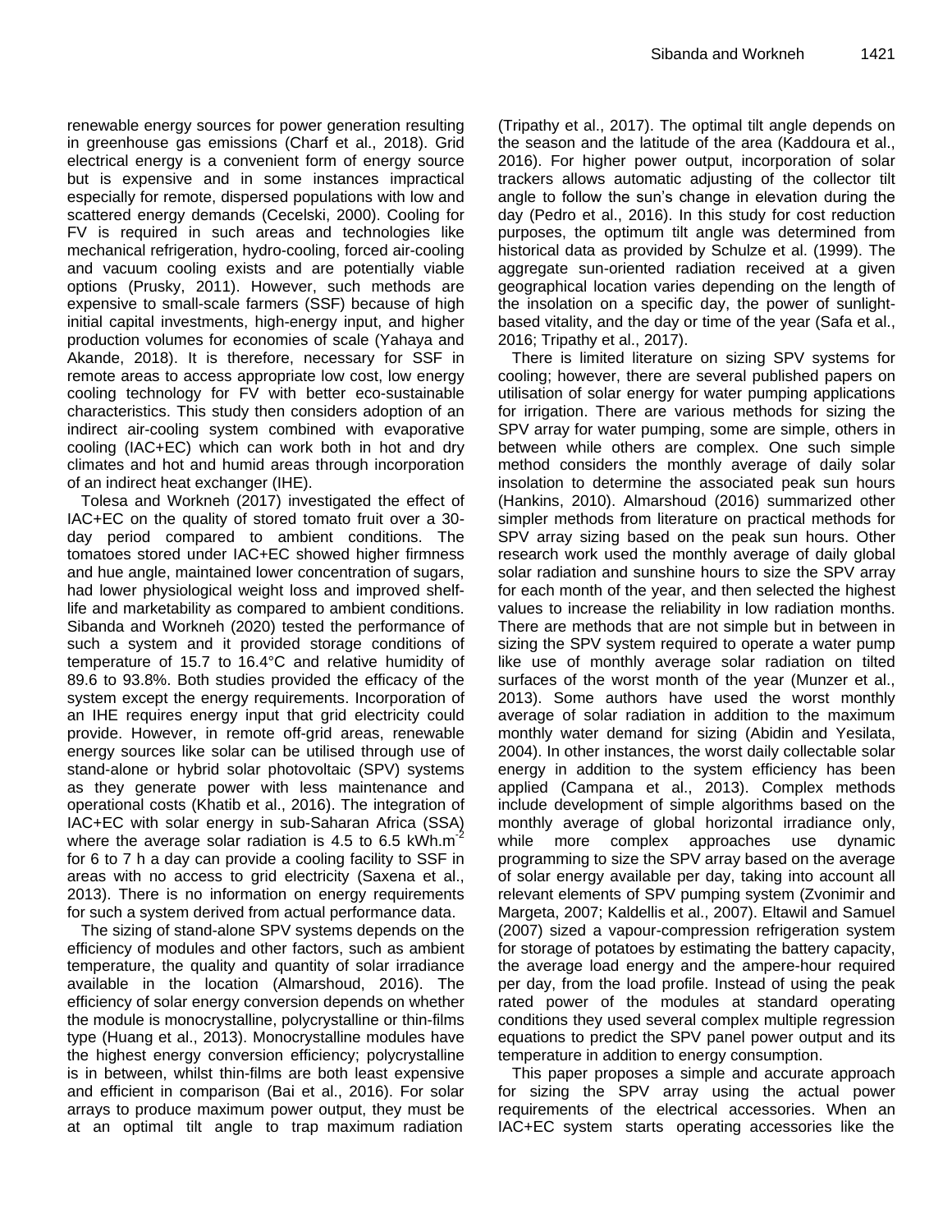renewable energy sources for power generation resulting in greenhouse gas emissions (Charf et al., 2018). Grid electrical energy is a convenient form of energy source but is expensive and in some instances impractical especially for remote, dispersed populations with low and scattered energy demands (Cecelski, 2000). Cooling for FV is required in such areas and technologies like mechanical refrigeration, hydro-cooling, forced air-cooling and vacuum cooling exists and are potentially viable options (Prusky, 2011). However, such methods are expensive to small-scale farmers (SSF) because of high initial capital investments, high-energy input, and higher production volumes for economies of scale (Yahaya and Akande, 2018). It is therefore, necessary for SSF in remote areas to access appropriate low cost, low energy cooling technology for FV with better eco-sustainable characteristics. This study then considers adoption of an indirect air-cooling system combined with evaporative cooling (IAC+EC) which can work both in hot and dry climates and hot and humid areas through incorporation of an indirect heat exchanger (IHE).

Tolesa and Workneh (2017) investigated the effect of IAC+EC on the quality of stored tomato fruit over a 30-day period compared to ambient conditions. The tomatoes stored under IAC+EC showed higher firmness and hue angle, maintained lower concentration of sugars, had lower physiological weight loss and improved shelf-life and marketability as compared to ambient conditions. Sibanda and Workneh (2020) tested the performance of such a system and it provided storage conditions of temperature of 15.7 to 16.4°C and relative humidity of 89.6 to 93.8%. Both studies provided the efficacy of the system except the energy requirements. Incorporation of an IHE requires energy input that grid electricity could provide. However, in remote off-grid areas, renewable energy sources like solar can be utilised through use of stand-alone or hybrid solar photovoltaic (SPV) systems as they generate power with less maintenance and operational costs (Khatib et al., 2016). The integration of IAC+EC with solar energy in sub-Saharan Africa (SSA) where the average solar radiation is 4.5 to 6.5 kWh.m$^{-2}$ for 6 to 7 h a day can provide a cooling facility to SSF in areas with no access to grid electricity (Saxena et al., 2013). There is no information on energy requirements for such a system derived from actual performance data.

The sizing of stand-alone SPV systems depends on the efficiency of modules and other factors, such as ambient temperature, the quality and quantity of solar irradiance available in the location (Almarshoud, 2016). The efficiency of solar energy conversion depends on whether the module is monocrystalline, polycrystalline or thin-films type (Huang et al., 2013). Monocrystalline modules have the highest energy conversion efficiency; polycrystalline is in between, whilst thin-films are both least expensive and efficient in comparison (Bai et al., 2016). For solar arrays to produce maximum power output, they must be at an optimal tilt angle to trap maximum radiation (Tripathy et al., 2017). The optimal tilt angle depends on the season and the latitude of the area (Kaddoura et al., 2016). For higher power output, incorporation of solar trackers allows automatic adjusting of the collector tilt angle to follow the sun's change in elevation during the day (Pedro et al., 2016). In this study for cost reduction purposes, the optimum tilt angle was determined from historical data as provided by Schulze et al. (1999). The aggregate sun-oriented radiation received at a given geographical location varies depending on the length of the insolation on a specific day, the power of sunlight-based vitality, and the day or time of the year (Safa et al., 2016; Tripathy et al., 2017).

There is limited literature on sizing SPV systems for cooling; however, there are several published papers on utilisation of solar energy for water pumping applications for irrigation. There are various methods for sizing the SPV array for water pumping, some are simple, others in between while others are complex. One such simple method considers the monthly average of daily solar insolation to determine the associated peak sun hours (Hankins, 2010). Almarshoud (2016) summarized other simpler methods from literature on practical methods for SPV array sizing based on the peak sun hours. Other research work used the monthly average of daily global solar radiation and sunshine hours to size the SPV array for each month of the year, and then selected the highest values to increase the reliability in low radiation months. There are methods that are not simple but in between in sizing the SPV system required to operate a water pump like use of monthly average solar radiation on tilted surfaces of the worst month of the year (Munzer et al., 2013). Some authors have used the worst monthly average of solar radiation in addition to the maximum monthly water demand for sizing (Abidin and Yesilata, 2004). In other instances, the worst daily collectable solar energy in addition to the system efficiency has been applied (Campana et al., 2013). Complex methods include development of simple algorithms based on the monthly average of global horizontal irradiance only, while more complex approaches use dynamic programming to size the SPV array based on the average of solar energy available per day, taking into account all relevant elements of SPV pumping system (Zvonimir and Margeta, 2007; Kaldellis et al., 2007). Eltawil and Samuel (2007) sized a vapour-compression refrigeration system for storage of potatoes by estimating the battery capacity, the average load energy and the ampere-hour required per day, from the load profile. Instead of using the peak rated power of the modules at standard operating conditions they used several complex multiple regression equations to predict the SPV panel power output and its temperature in addition to energy consumption.

This paper proposes a simple and accurate approach for sizing the SPV array using the actual power requirements of the electrical accessories. When an IAC+EC system starts operating accessories like the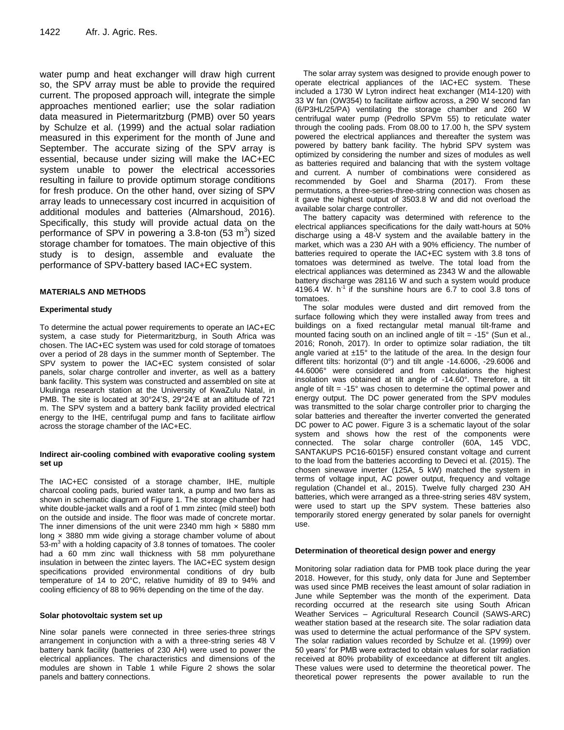water pump and heat exchanger will draw high current so, the SPV array must be able to provide the required current. The proposed approach will, integrate the simple approaches mentioned earlier; use the solar radiation data measured in Pietermaritzburg (PMB) over 50 years by Schulze et al. (1999) and the actual solar radiation measured in this experiment for the month of June and September. The accurate sizing of the SPV array is essential, because under sizing will make the IAC+EC system unable to power the electrical accessories resulting in failure to provide optimum storage conditions for fresh produce. On the other hand, over sizing of SPV array leads to unnecessary cost incurred in acquisition of additional modules and batteries (Almarshoud, 2016). Specifically, this study will provide actual data on the performance of SPV in powering a 3.8-ton (53 $m^3$) sized storage chamber for tomatoes. The main objective of this study is to design, assemble and evaluate the performance of SPV-battery based IAC+EC system.

## MATERIALS AND METHODS

### Experimental study

To determine the actual power requirements to operate an IAC+EC system, a case study for Pietermaritzburg, in South Africa was chosen. The IAC+EC system was used for cold storage of tomatoes over a period of 28 days in the summer month of September. The SPV system to power the IAC+EC system consisted of solar panels, solar charge controller and inverter, as well as a battery bank facility. This system was constructed and assembled on site at Ukulinga research station at the University of KwaZulu Natal, in PMB. The site is located at 30°24'S, 29°24'E at an altitude of 721 m. The SPV system and a battery bank facility provided electrical energy to the IHE, centrifugal pump and fans to facilitate airflow across the storage chamber of the IAC+EC.

### Indirect air-cooling combined with evaporative cooling system set up

The IAC+EC consisted of a storage chamber, IHE, multiple charcoal cooling pads, buried water tank, a pump and two fans as shown in schematic diagram of Figure 1. The storage chamber had white double-jacket walls and a roof of 1 mm zintec (mild steel) both on the outside and inside. The floor was made of concrete mortar. The inner dimensions of the unit were 2340 mm high × 5880 mm long × 3880 mm wide giving a storage chamber volume of about 53-$m^3$ with a holding capacity of 3.8 tonnes of tomatoes. The cooler had a 60 mm zinc wall thickness with 58 mm polyurethane insulation in between the zintec layers. The IAC+EC system design specifications provided environmental conditions of dry bulb temperature of 14 to 20°C, relative humidity of 89 to 94% and cooling efficiency of 88 to 96% depending on the time of the day.

### Solar photovoltaic system set up

Nine solar panels were connected in three series-three strings arrangement in conjunction with a with a three-string series 48 V battery bank facility (batteries of 230 AH) were used to power the electrical appliances. The characteristics and dimensions of the modules are shown in Table 1 while Figure 2 shows the solar panels and battery connections.

The solar array system was designed to provide enough power to operate electrical appliances of the IAC+EC system. These included a 1730 W Lytron indirect heat exchanger (M14-120) with 33 W fan (OW354) to facilitate airflow across, a 290 W second fan (6/P3HL/25/PA) ventilating the storage chamber and 260 W centrifugal water pump (Pedrollo SPVm 55) to reticulate water through the cooling pads. From 08.00 to 17.00 h, the SPV system powered the electrical appliances and thereafter the system was powered by battery bank facility. The hybrid SPV system was optimized by considering the number and sizes of modules as well as batteries required and balancing that with the system voltage and current. A number of combinations were considered as recommended by Goel and Sharma (2017). From these permutations, a three-series-three-string connection was chosen as it gave the highest output of 3503.8 W and did not overload the available solar charge controller.

The battery capacity was determined with reference to the electrical appliances specifications for the daily watt-hours at 50% discharge using a 48-V system and the available battery in the market, which was a 230 AH with a 90% efficiency. The number of batteries required to operate the IAC+EC system with 3.8 tons of tomatoes was determined as twelve. The total load from the electrical appliances was determined as 2343 W and the allowable battery discharge was 28116 W and such a system would produce 4196.4 W. $h^{-1}$ if the sunshine hours are 6.7 to cool 3.8 tons of tomatoes.

The solar modules were dusted and dirt removed from the surface following which they were installed away from trees and buildings on a fixed rectangular metal manual tilt-frame and mounted facing south on an inclined angle of tilt = -15° (Sun et al., 2016; Ronoh, 2017). In order to optimize solar radiation, the tilt angle varied at ±15° to the latitude of the area. In the design four different tilts: horizontal (0°) and tilt angle -14.6006, -29.6006 and 44.6006° were considered and from calculations the highest insolation was obtained at tilt angle of -14.60°. Therefore, a tilt angle of tilt = -15° was chosen to determine the optimal power and energy output. The DC power generated from the SPV modules was transmitted to the solar charge controller prior to charging the solar batteries and thereafter the inverter converted the generated DC power to AC power. Figure 3 is a schematic layout of the solar system and shows how the rest of the components were connected. The solar charge controller (60A, 145 VDC, SANTAKUPS PC16-6015F) ensured constant voltage and current to the load from the batteries according to Deveci et al. (2015). The chosen sinewave inverter (125A, 5 kW) matched the system in terms of voltage input, AC power output, frequency and voltage regulation (Chandel et al., 2015). Twelve fully charged 230 AH batteries, which were arranged as a three-string series 48V system, were used to start up the SPV system. These batteries also temporarily stored energy generated by solar panels for overnight use.

### Determination of theoretical design power and energy

Monitoring solar radiation data for PMB took place during the year 2018. However, for this study, only data for June and September was used since PMB receives the least amount of solar radiation in June while September was the month of the experiment. Data recording occurred at the research site using South African Weather Services – Agricultural Research Council (SAWS-ARC) weather station based at the research site. The solar radiation data was used to determine the actual performance of the SPV system. The solar radiation values recorded by Schulze et al. (1999) over 50 years' for PMB were extracted to obtain values for solar radiation received at 80% probability of exceedance at different tilt angles. These values were used to determine the theoretical power. The theoretical power represents the power available to run the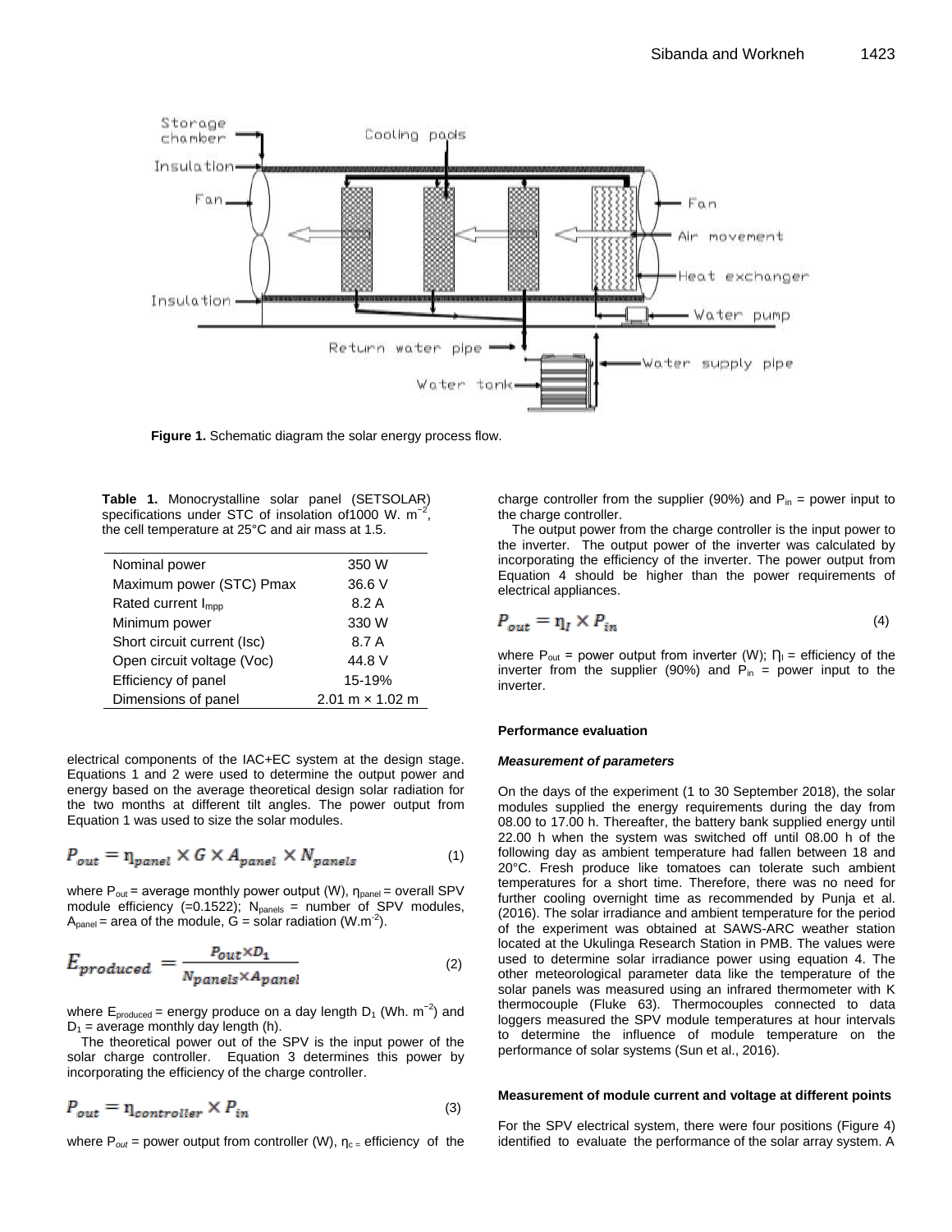Figure 1. Schematic diagram the solar energy process flow.

**Table 1.** Monocrystalline solar panel (SETSOLAR) specifications under STC of insolation of1000 W. m$^{-2}$, the cell temperature at 25°C and air mass at 1.5.

| | |
|---|---|
| Nominal power | 350 W |
| Maximum power (STC) Pmax | 36.6 V |
| Rated current $I_{mpp}$ | 8.2 A |
| Minimum power | 330 W |
| Short circuit current (Isc) | 8.7 A |
| Open circuit voltage (Voc) | 44.8 V |
| Efficiency of panel | 15-19% |
| Dimensions of panel | 2.01 m × 1.02 m |

electrical components of the IAC+EC system at the design stage. Equations 1 and 2 were used to determine the output power and energy based on the average theoretical design solar radiation for the two months at different tilt angles. The power output from Equation 1 was used to size the solar modules.

$$P_{out} = \eta_{panel} \times G \times A_{panel} \times N_{panels} \tag{1}$$

where $P_{out}$ = average monthly power output (W), $\eta_{panel}$ = overall SPV module efficiency (=0.1522); $N_{panels}$ = number of SPV modules, $A_{panel}$ = area of the module, G = solar radiation (W.m$^{-2}$).

$$E_{produced} = \frac{P_{out} \times D_1}{N_{panels} \times A_{panel}} \tag{2}$$

where $E_{produced}$ = energy produce on a day length $D_1$ (Wh. m$^{-2}$) and $D_1$ = average monthly day length (h).

The theoretical power out of the SPV is the input power of the solar charge controller. Equation 3 determines this power by incorporating the efficiency of the charge controller.

$$P_{out} = \eta_{controller} \times P_{in} \tag{3}$$

where $P_{out}$ = power output from controller (W), $\eta_{c}$ = efficiency of the charge controller from the supplier (90%) and $P_{in}$ = power input to the charge controller.

The output power from the charge controller is the input power to the inverter. The output power of the inverter was calculated by incorporating the efficiency of the inverter. The power output from Equation 4 should be higher than the power requirements of electrical appliances.

$$P_{out} = \eta_{I} \times P_{in} \tag{4}$$

where $P_{out}$ = power output from inverter (W); $\eta_{I}$ = efficiency of the inverter from the supplier (90%) and $P_{in}$ = power input to the inverter.

### Performance evaluation

#### *Measurement of parameters*

On the days of the experiment (1 to 30 September 2018), the solar modules supplied the energy requirements during the day from 08.00 to 17.00 h. Thereafter, the battery bank supplied energy until 22.00 h when the system was switched off until 08.00 h of the following day as ambient temperature had fallen between 18 and 20°C. Fresh produce like tomatoes can tolerate such ambient temperatures for a short time. Therefore, there was no need for further cooling overnight time as recommended by Punja et al. (2016). The solar irradiance and ambient temperature for the period of the experiment was obtained at SAWS-ARC weather station located at the Ukulinga Research Station in PMB. The values were used to determine solar irradiance power using equation 4. The other meteorological parameter data like the temperature of the solar panels was measured using an infrared thermometer with K thermocouple (Fluke 63). Thermocouples connected to data loggers measured the SPV module temperatures at hour intervals to determine the influence of module temperature on the performance of solar systems (Sun et al., 2016).

#### Measurement of module current and voltage at different points

For the SPV electrical system, there were four positions (Figure 4) identified to evaluate the performance of the solar array system. A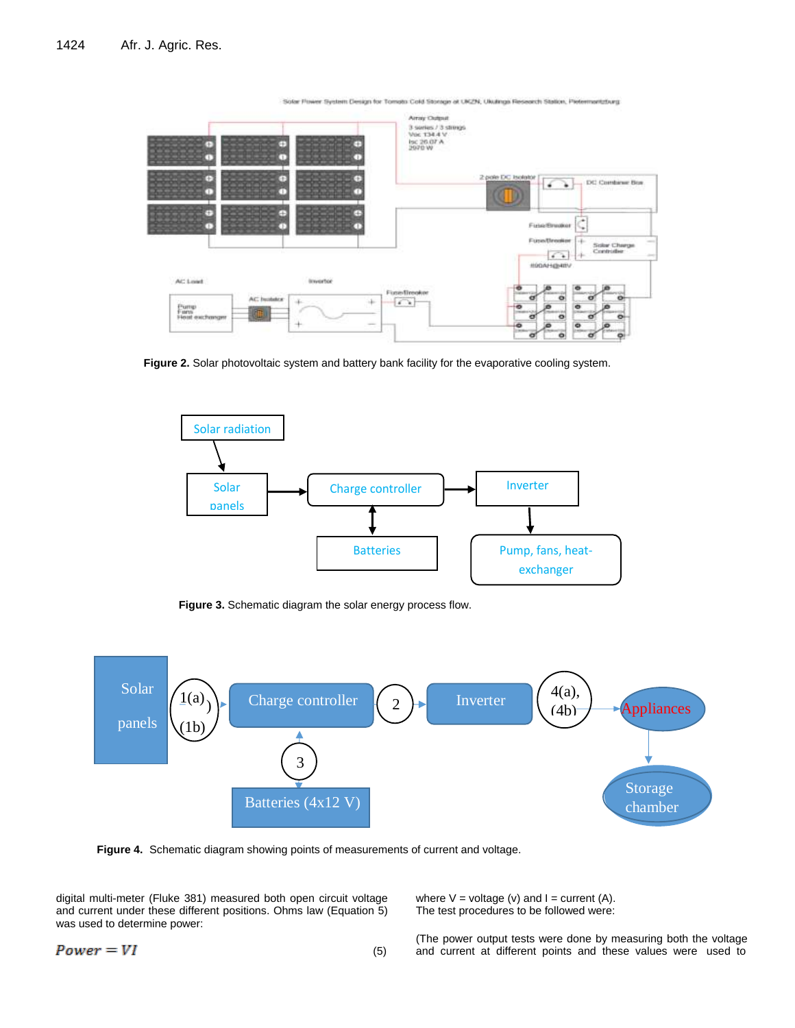Figure 2. Solar photovoltaic system and battery bank facility for the evaporative cooling system.

Figure 3. Schematic diagram the solar energy process flow.

Figure 4. Schematic diagram showing points of measurements of current and voltage.

digital multi-meter (Fluke 381) measured both open circuit voltage and current under these different positions. Ohms law (Equation 5) was used to determine power:

$$Power = VI \quad (5)$$

where V = voltage (v) and I = current (A).
The test procedures to be followed were:

(The power output tests were done by measuring both the voltage and current at different points and these values were used to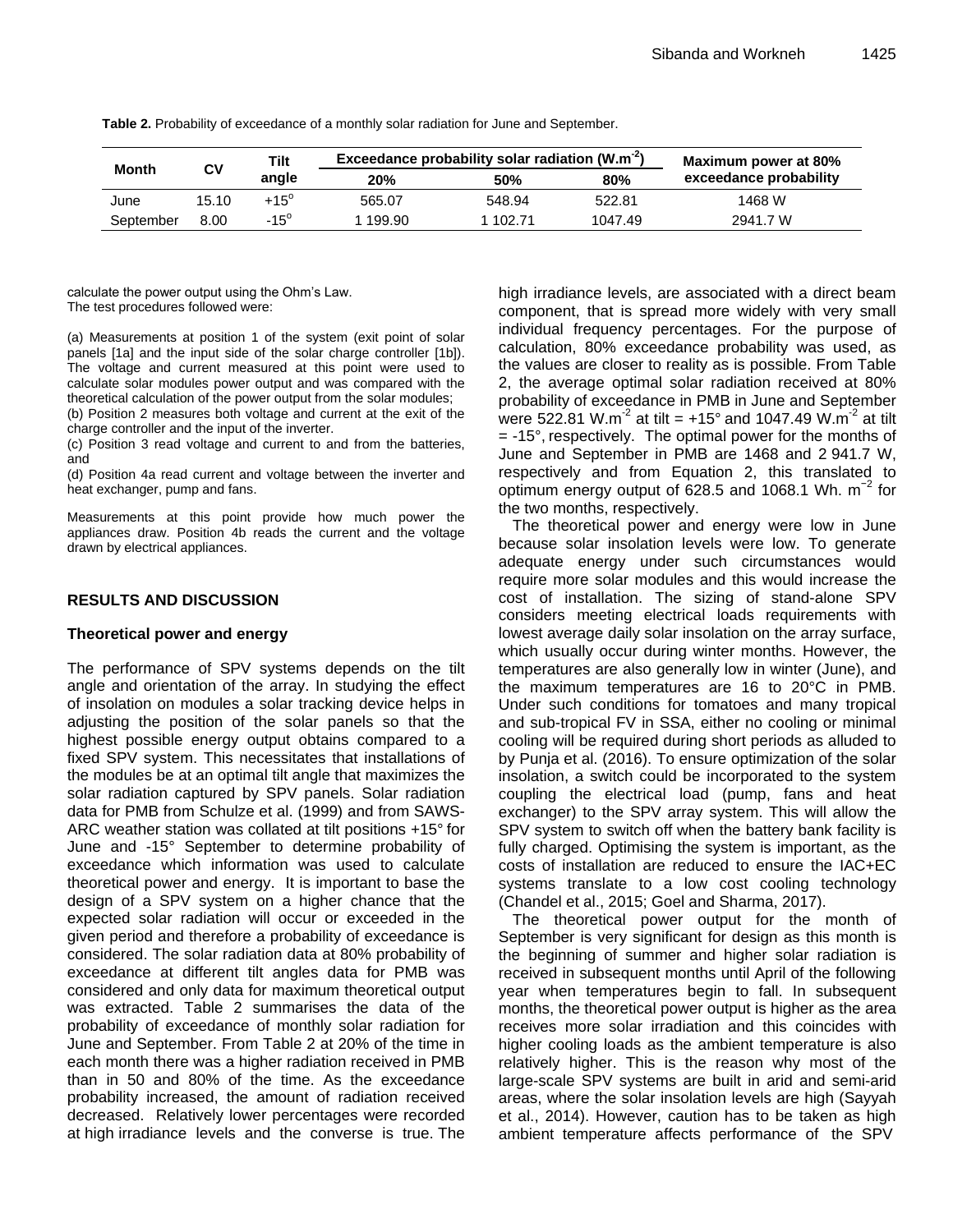**Table 2.** Probability of exceedance of a monthly solar radiation for June and September.

| Month | CV | Tilt angle | Exceedance probability solar radiation ($W.m^{-2}$) | | | Maximum power at 80% exceedance probability |
|---|---|---|---|---|---|---|
| | | | 20% | 50% | 80% | |
| June | 15.10 | +15° | 565.07 | 548.94 | 522.81 | 1468 W |
| September | 8.00 | -15° | 1 199.90 | 1 102.71 | 1047.49 | 2941.7 W |

calculate the power output using the Ohm's Law.
The test procedures followed were:

(a) Measurements at position 1 of the system (exit point of solar panels [1a] and the input side of the solar charge controller [1b]). The voltage and current measured at this point were used to calculate solar modules power output and was compared with the theoretical calculation of the power output from the solar modules;
(b) Position 2 measures both voltage and current at the exit of the charge controller and the input of the inverter.
(c) Position 3 read voltage and current to and from the batteries, and
(d) Position 4a read current and voltage between the inverter and heat exchanger, pump and fans.

Measurements at this point provide how much power the appliances draw. Position 4b reads the current and the voltage drawn by electrical appliances.

## RESULTS AND DISCUSSION

### Theoretical power and energy

The performance of SPV systems depends on the tilt angle and orientation of the array. In studying the effect of insolation on modules a solar tracking device helps in adjusting the position of the solar panels so that the highest possible energy output obtains compared to a fixed SPV system. This necessitates that installations of the modules be at an optimal tilt angle that maximizes the solar radiation captured by SPV panels. Solar radiation data for PMB from Schulze et al. (1999) and from SAWS-ARC weather station was collated at tilt positions +15° for June and -15° September to determine probability of exceedance which information was used to calculate theoretical power and energy. It is important to base the design of a SPV system on a higher chance that the expected solar radiation will occur or exceeded in the given period and therefore a probability of exceedance is considered. The solar radiation data at 80% probability of exceedance at different tilt angles data for PMB was considered and only data for maximum theoretical output was extracted. Table 2 summarises the data of the probability of exceedance of monthly solar radiation for June and September. From Table 2 at 20% of the time in each month there was a higher radiation received in PMB than in 50 and 80% of the time. As the exceedance probability increased, the amount of radiation received decreased. Relatively lower percentages were recorded at high irradiance levels and the converse is true. The high irradiance levels, are associated with a direct beam component, that is spread more widely with very small individual frequency percentages. For the purpose of calculation, 80% exceedance probability was used, as the values are closer to reality as is possible. From Table 2, the average optimal solar radiation received at 80% probability of exceedance in PMB in June and September were 522.81 $W.m^{-2}$ at tilt = +15° and 1047.49 $W.m^{-2}$ at tilt = -15°, respectively. The optimal power for the months of June and September in PMB are 1468 and 2 941.7 W, respectively and from Equation 2, this translated to optimum energy output of 628.5 and 1068.1 Wh. $m^{-2}$ for the two months, respectively.

The theoretical power and energy were low in June because solar insolation levels were low. To generate adequate energy under such circumstances would require more solar modules and this would increase the cost of installation. The sizing of stand-alone SPV considers meeting electrical loads requirements with lowest average daily solar insolation on the array surface, which usually occur during winter months. However, the temperatures are also generally low in winter (June), and the maximum temperatures are 16 to 20°C in PMB. Under such conditions for tomatoes and many tropical and sub-tropical FV in SSA, either no cooling or minimal cooling will be required during short periods as alluded to by Punja et al. (2016). To ensure optimization of the solar insolation, a switch could be incorporated to the system coupling the electrical load (pump, fans and heat exchanger) to the SPV array system. This will allow the SPV system to switch off when the battery bank facility is fully charged. Optimising the system is important, as the costs of installation are reduced to ensure the IAC+EC systems translate to a low cost cooling technology (Chandel et al., 2015; Goel and Sharma, 2017).

The theoretical power output for the month of September is very significant for design as this month is the beginning of summer and higher solar radiation is received in subsequent months until April of the following year when temperatures begin to fall. In subsequent months, the theoretical power output is higher as the area receives more solar irradiation and this coincides with higher cooling loads as the ambient temperature is also relatively higher. This is the reason why most of the large-scale SPV systems are built in arid and semi-arid areas, where the solar insolation levels are high (Sayyah et al., 2014). However, caution has to be taken as high ambient temperature affects performance of the SPV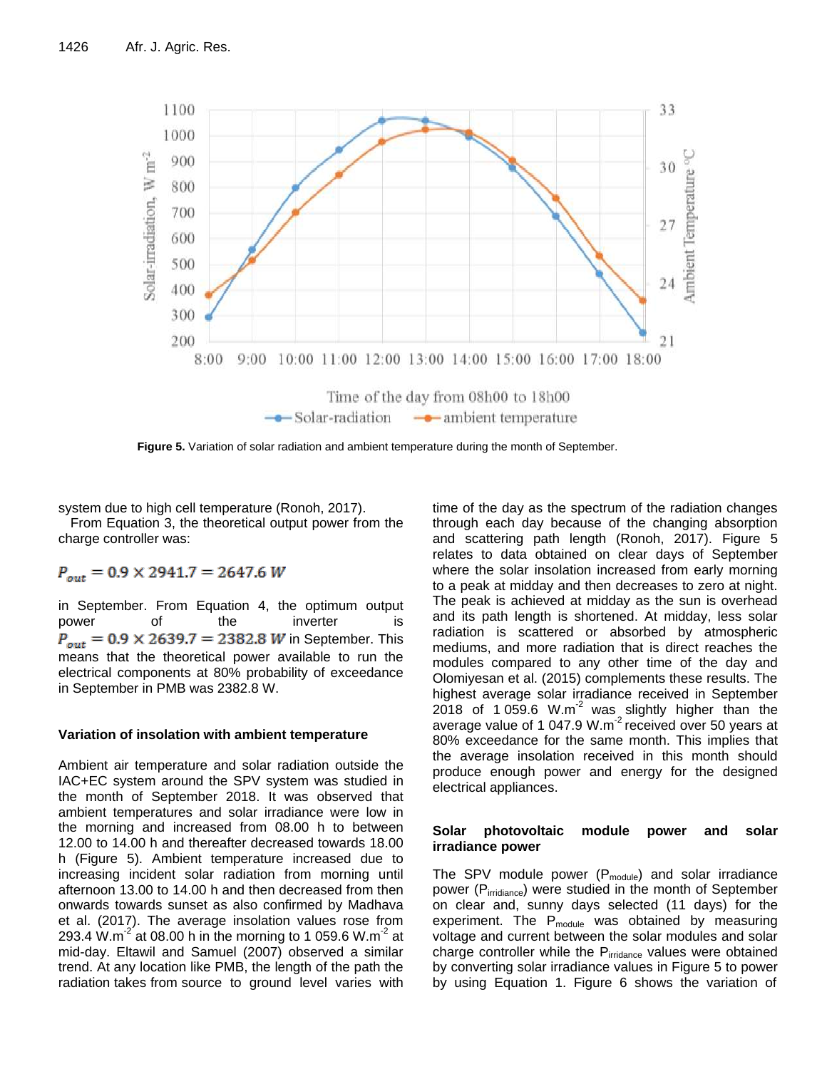Figure 5. Variation of solar radiation and ambient temperature during the month of September.

system due to high cell temperature (Ronoh, 2017).

From Equation 3, the theoretical output power from the charge controller was:

$$P_{out} = 0.9 \times 2941.7 = 2647.6\ W$$

in September. From Equation 4, the optimum output power of the inverter is $P_{out} = 0.9 \times 2639.7 = 2382.8\ W$ in September. This means that the theoretical power available to run the electrical components at 80% probability of exceedance in September in PMB was 2382.8 W.

### Variation of insolation with ambient temperature

Ambient air temperature and solar radiation outside the IAC+EC system around the SPV system was studied in the month of September 2018. It was observed that ambient temperatures and solar irradiance were low in the morning and increased from 08.00 h to between 12.00 to 14.00 h and thereafter decreased towards 18.00 h (Figure 5). Ambient temperature increased due to increasing incident solar radiation from morning until afternoon 13.00 to 14.00 h and then decreased from then onwards towards sunset as also confirmed by Madhava et al. (2017). The average insolation values rose from 293.4 $W.m^{-2}$ at 08.00 h in the morning to 1 059.6 $W.m^{-2}$ at mid-day. Eltawil and Samuel (2007) observed a similar trend. At any location like PMB, the length of the path the radiation takes from source to ground level varies with time of the day as the spectrum of the radiation changes through each day because of the changing absorption and scattering path length (Ronoh, 2017). Figure 5 relates to data obtained on clear days of September where the solar insolation increased from early morning to a peak at midday and then decreases to zero at night. The peak is achieved at midday as the sun is overhead and its path length is shortened. At midday, less solar radiation is scattered or absorbed by atmospheric mediums, and more radiation that is direct reaches the modules compared to any other time of the day and Olomiyesan et al. (2015) complements these results. The highest average solar irradiance received in September 2018 of 1 059.6 $W.m^{-2}$ was slightly higher than the average value of 1 047.9 $W.m^{-2}$ received over 50 years at 80% exceedance for the same month. This implies that the average insolation received in this month should produce enough power and energy for the designed electrical appliances.

### Solar photovoltaic module power and solar irradiance power

The SPV module power ($P_{module}$) and solar irradiance power ($P_{irridiance}$) were studied in the month of September on clear and, sunny days selected (11 days) for the experiment. The $P_{module}$ was obtained by measuring voltage and current between the solar modules and solar charge controller while the $P_{irridiance}$ values were obtained by converting solar irradiance values in Figure 5 to power by using Equation 1. Figure 6 shows the variation of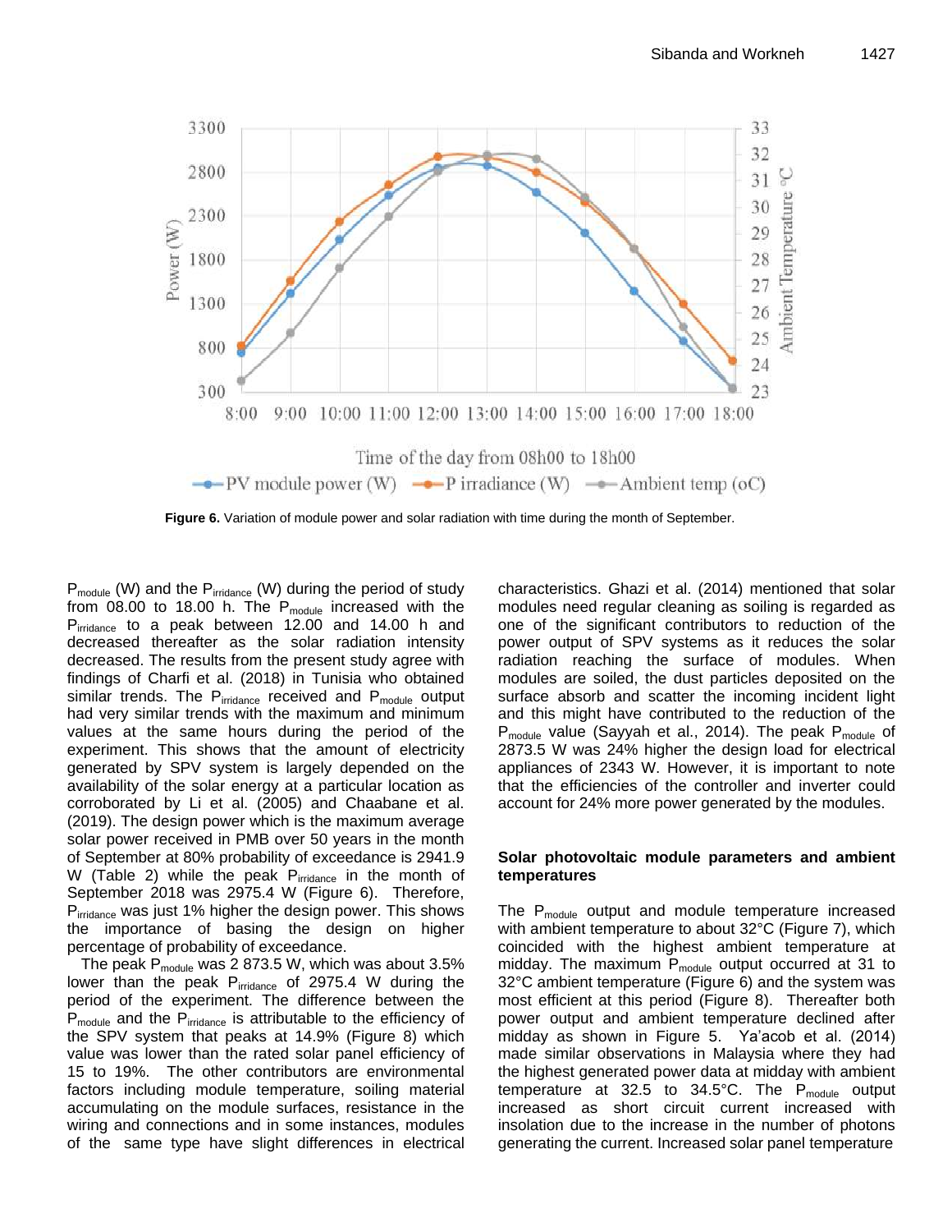Figure 6. Variation of module power and solar radiation with time during the month of September.

$P_{module}$ (W) and the $P_{irridance}$ (W) during the period of study from 08.00 to 18.00 h. The $P_{module}$ increased with the $P_{irridance}$ to a peak between 12.00 and 14.00 h and decreased thereafter as the solar radiation intensity decreased. The results from the present study agree with findings of Charfi et al. (2018) in Tunisia who obtained similar trends. The $P_{irridance}$ received and $P_{module}$ output had very similar trends with the maximum and minimum values at the same hours during the period of the experiment. This shows that the amount of electricity generated by SPV system is largely depended on the availability of the solar energy at a particular location as corroborated by Li et al. (2005) and Chaabane et al. (2019). The design power which is the maximum average solar power received in PMB over 50 years in the month of September at 80% probability of exceedance is 2941.9 W (Table 2) while the peak $P_{irridance}$ in the month of September 2018 was 2975.4 W (Figure 6). Therefore, $P_{irridance}$ was just 1% higher the design power. This shows the importance of basing the design on higher percentage of probability of exceedance.

The peak $P_{module}$ was 2 873.5 W, which was about 3.5% lower than the peak $P_{irridance}$ of 2975.4 W during the period of the experiment. The difference between the $P_{module}$ and the $P_{irridance}$ is attributable to the efficiency of the SPV system that peaks at 14.9% (Figure 8) which value was lower than the rated solar panel efficiency of 15 to 19%. The other contributors are environmental factors including module temperature, soiling material accumulating on the module surfaces, resistance in the wiring and connections and in some instances, modules of the same type have slight differences in electrical characteristics. Ghazi et al. (2014) mentioned that solar modules need regular cleaning as soiling is regarded as one of the significant contributors to reduction of the power output of SPV systems as it reduces the solar radiation reaching the surface of modules. When modules are soiled, the dust particles deposited on the surface absorb and scatter the incoming incident light and this might have contributed to the reduction of the $P_{module}$ value (Sayyah et al., 2014). The peak $P_{module}$ of 2873.5 W was 24% higher the design load for electrical appliances of 2343 W. However, it is important to note that the efficiencies of the controller and inverter could account for 24% more power generated by the modules.

### Solar photovoltaic module parameters and ambient temperatures

The $P_{module}$ output and module temperature increased with ambient temperature to about 32°C (Figure 7), which coincided with the highest ambient temperature at midday. The maximum $P_{module}$ output occurred at 31 to 32°C ambient temperature (Figure 6) and the system was most efficient at this period (Figure 8). Thereafter both power output and ambient temperature declined after midday as shown in Figure 5. Ya'acob et al. (2014) made similar observations in Malaysia where they had the highest generated power data at midday with ambient temperature at 32.5 to 34.5°C. The $P_{module}$ output increased as short circuit current increased with insolation due to the increase in the number of photons generating the current. Increased solar panel temperature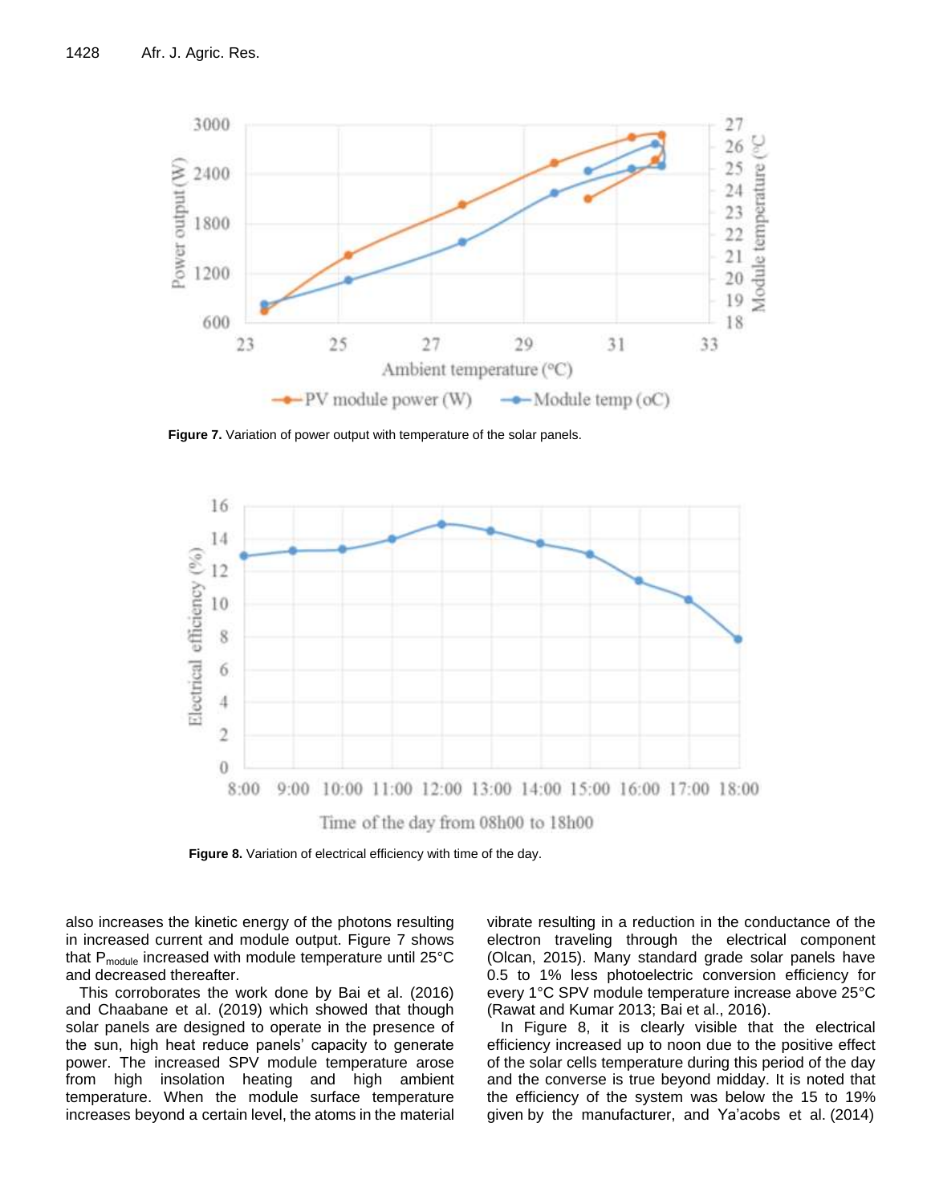**Figure 7.** Variation of power output with temperature of the solar panels.

**Figure 8.** Variation of electrical efficiency with time of the day.

also increases the kinetic energy of the photons resulting in increased current and module output. Figure 7 shows that $P_{module}$ increased with module temperature until 25°C and decreased thereafter.

This corroborates the work done by Bai et al. (2016) and Chaabane et al. (2019) which showed that though solar panels are designed to operate in the presence of the sun, high heat reduce panels' capacity to generate power. The increased SPV module temperature arose from high insolation heating and high ambient temperature. When the module surface temperature increases beyond a certain level, the atoms in the material vibrate resulting in a reduction in the conductance of the electron traveling through the electrical component (Olcan, 2015). Many standard grade solar panels have 0.5 to 1% less photoelectric conversion efficiency for every 1°C SPV module temperature increase above 25°C (Rawat and Kumar 2013; Bai et al., 2016).

In Figure 8, it is clearly visible that the electrical efficiency increased up to noon due to the positive effect of the solar cells temperature during this period of the day and the converse is true beyond midday. It is noted that the efficiency of the system was below the 15 to 19% given by the manufacturer, and Ya'acobs et al. (2014)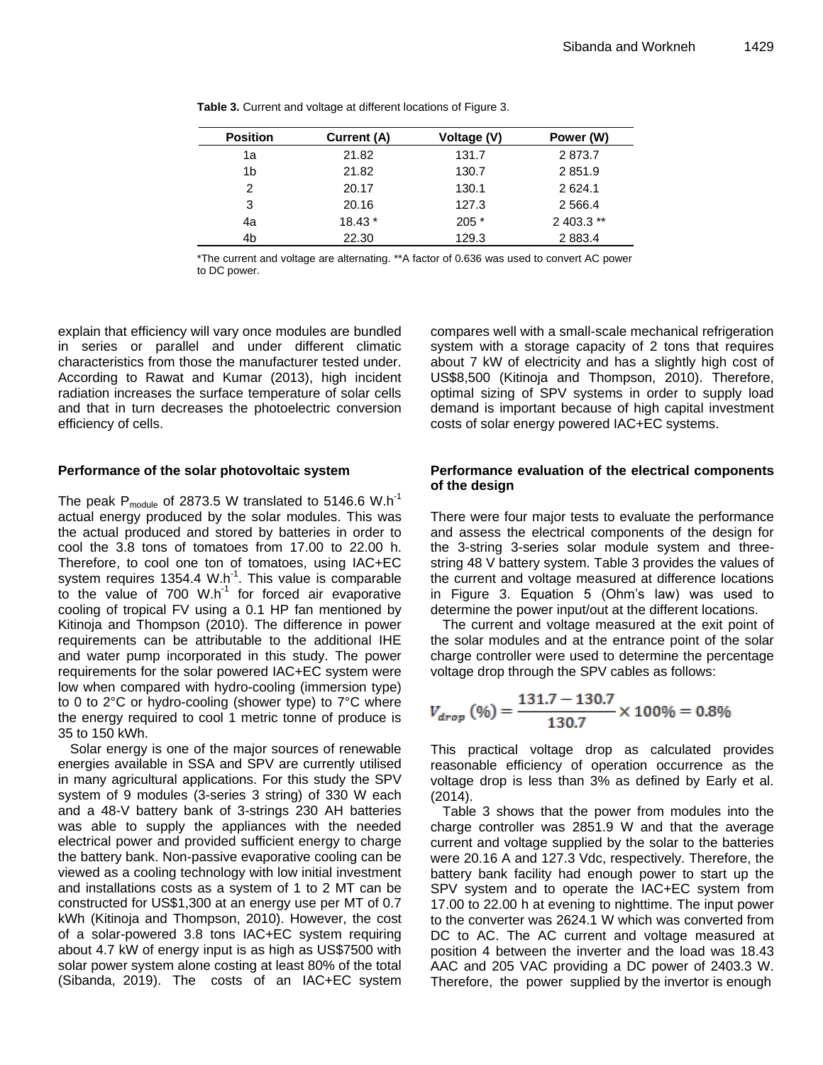**Table 3.** Current and voltage at different locations of Figure 3.

| Position | Current (A) | Voltage (V) | Power (W) |
|---|---|---|---|
| 1a | 21.82 | 131.7 | 2 873.7 |
| 1b | 21.82 | 130.7 | 2 851.9 |
| 2 | 20.17 | 130.1 | 2 624.1 |
| 3 | 20.16 | 127.3 | 2 566.4 |
| 4a | 18.43 * | 205 * | 2 403.3 ** |
| 4b | 22.30 | 129.3 | 2 883.4 |

*The current and voltage are alternating. **A factor of 0.636 was used to convert AC power to DC power.

explain that efficiency will vary once modules are bundled in series or parallel and under different climatic characteristics from those the manufacturer tested under. According to Rawat and Kumar (2013), high incident radiation increases the surface temperature of solar cells and that in turn decreases the photoelectric conversion efficiency of cells.

### Performance of the solar photovoltaic system

The peak $P_{module}$ of 2873.5 W translated to 5146.6 W.h$^{-1}$ actual energy produced by the solar modules. This was the actual produced and stored by batteries in order to cool the 3.8 tons of tomatoes from 17.00 to 22.00 h. Therefore, to cool one ton of tomatoes, using IAC+EC system requires 1354.4 W.h$^{-1}$. This value is comparable to the value of 700 W.h$^{-1}$ for forced air evaporative cooling of tropical FV using a 0.1 HP fan mentioned by Kitinoja and Thompson (2010). The difference in power requirements can be attributable to the additional IHE and water pump incorporated in this study. The power requirements for the solar powered IAC+EC system were low when compared with hydro-cooling (immersion type) to 0 to 2°C or hydro-cooling (shower type) to 7°C where the energy required to cool 1 metric tonne of produce is 35 to 150 kWh.

Solar energy is one of the major sources of renewable energies available in SSA and SPV are currently utilised in many agricultural applications. For this study the SPV system of 9 modules (3-series 3 string) of 330 W each and a 48-V battery bank of 3-strings 230 AH batteries was able to supply the appliances with the needed electrical power and provided sufficient energy to charge the battery bank. Non-passive evaporative cooling can be viewed as a cooling technology with low initial investment and installations costs as a system of 1 to 2 MT can be constructed for US$1,300 at an energy use per MT of 0.7 kWh (Kitinoja and Thompson, 2010). However, the cost of a solar-powered 3.8 tons IAC+EC system requiring about 4.7 kW of energy input is as high as US$7500 with solar power system alone costing at least 80% of the total (Sibanda, 2019). The costs of an IAC+EC system compares well with a small-scale mechanical refrigeration system with a storage capacity of 2 tons that requires about 7 kW of electricity and has a slightly high cost of US$8,500 (Kitinoja and Thompson, 2010). Therefore, optimal sizing of SPV systems in order to supply load demand is important because of high capital investment costs of solar energy powered IAC+EC systems.

### Performance evaluation of the electrical components of the design

There were four major tests to evaluate the performance and assess the electrical components of the design for the 3-string 3-series solar module system and three-string 48 V battery system. Table 3 provides the values of the current and voltage measured at difference locations in Figure 3. Equation 5 (Ohm's law) was used to determine the power input/out at the different locations.

The current and voltage measured at the exit point of the solar modules and at the entrance point of the solar charge controller were used to determine the percentage voltage drop through the SPV cables as follows:

$$V_{drop}\,(\%) = \frac{131.7 - 130.7}{130.7} \times 100\% = 0.8\%$$

This practical voltage drop as calculated provides reasonable efficiency of operation occurrence as the voltage drop is less than 3% as defined by Early et al. (2014).

Table 3 shows that the power from modules into the charge controller was 2851.9 W and that the average current and voltage supplied by the solar to the batteries were 20.16 A and 127.3 Vdc, respectively. Therefore, the battery bank facility had enough power to start up the SPV system and to operate the IAC+EC system from 17.00 to 22.00 h at evening to nighttime. The input power to the converter was 2624.1 W which was converted from DC to AC. The AC current and voltage measured at position 4 between the inverter and the load was 18.43 AAC and 205 VAC providing a DC power of 2403.3 W. Therefore, the power supplied by the invertor is enough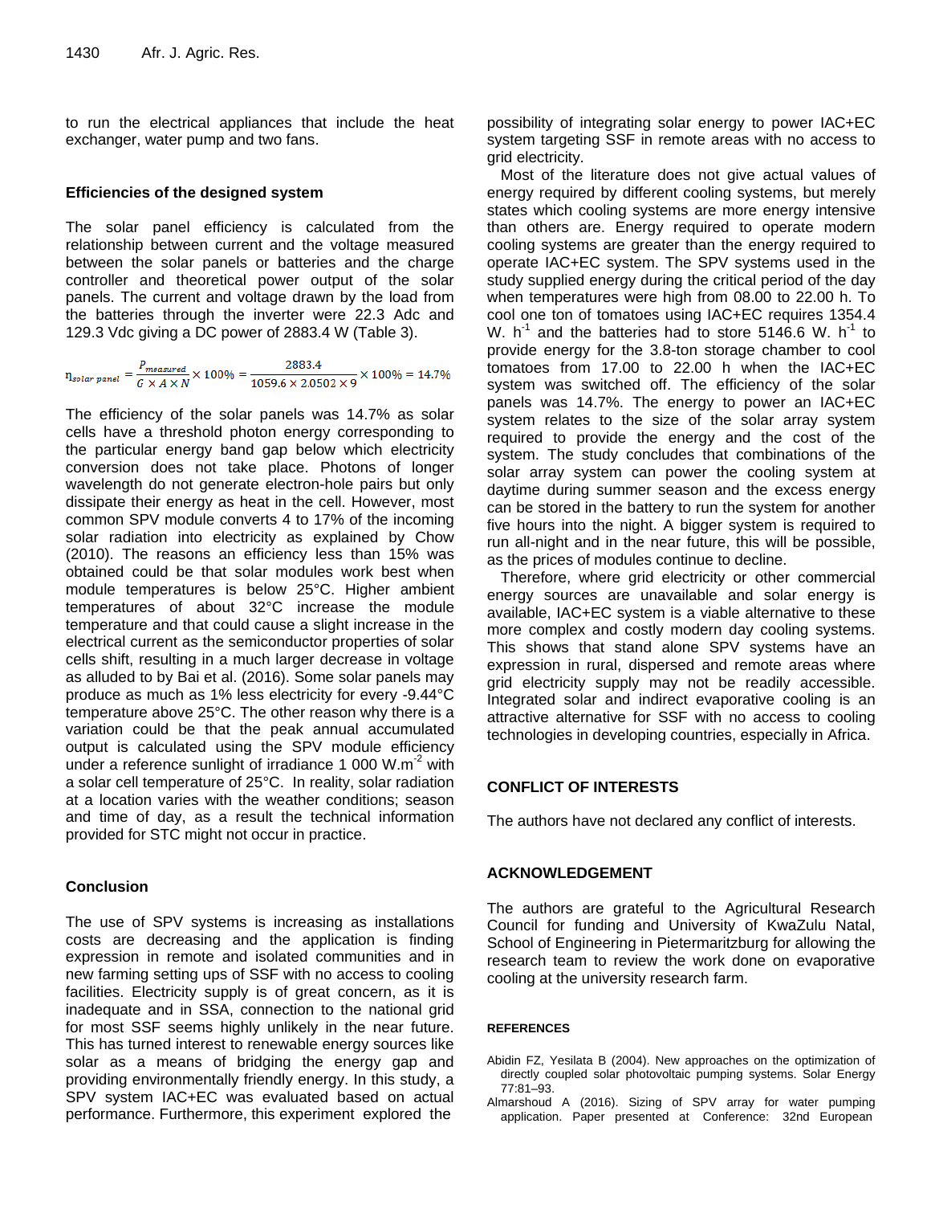to run the electrical appliances that include the heat exchanger, water pump and two fans.

### Efficiencies of the designed system

The solar panel efficiency is calculated from the relationship between current and the voltage measured between the solar panels or batteries and the charge controller and theoretical power output of the solar panels. The current and voltage drawn by the load from the batteries through the inverter were 22.3 Adc and 129.3 Vdc giving a DC power of 2883.4 W (Table 3).

$$\eta_{solar\ panel} = \frac{P_{measured}}{G \times A \times N} \times 100\% = \frac{2883.4}{1059.6 \times 2.0502 \times 9} \times 100\% = 14.7\%$$

The efficiency of the solar panels was 14.7% as solar cells have a threshold photon energy corresponding to the particular energy band gap below which electricity conversion does not take place. Photons of longer wavelength do not generate electron-hole pairs but only dissipate their energy as heat in the cell. However, most common SPV module converts 4 to 17% of the incoming solar radiation into electricity as explained by Chow (2010). The reasons an efficiency less than 15% was obtained could be that solar modules work best when module temperatures is below 25°C. Higher ambient temperatures of about 32°C increase the module temperature and that could cause a slight increase in the electrical current as the semiconductor properties of solar cells shift, resulting in a much larger decrease in voltage as alluded to by Bai et al. (2016). Some solar panels may produce as much as 1% less electricity for every -9.44°C temperature above 25°C. The other reason why there is a variation could be that the peak annual accumulated output is calculated using the SPV module efficiency under a reference sunlight of irradiance 1 000 W.m$^{-2}$ with a solar cell temperature of 25°C. In reality, solar radiation at a location varies with the weather conditions; season and time of day, as a result the technical information provided for STC might not occur in practice.

## Conclusion

The use of SPV systems is increasing as installations costs are decreasing and the application is finding expression in remote and isolated communities and in new farming setting ups of SSF with no access to cooling facilities. Electricity supply is of great concern, as it is inadequate and in SSA, connection to the national grid for most SSF seems highly unlikely in the near future. This has turned interest to renewable energy sources like solar as a means of bridging the energy gap and providing environmentally friendly energy. In this study, a SPV system IAC+EC was evaluated based on actual performance. Furthermore, this experiment explored the possibility of integrating solar energy to power IAC+EC system targeting SSF in remote areas with no access to grid electricity.

Most of the literature does not give actual values of energy required by different cooling systems, but merely states which cooling systems are more energy intensive than others are. Energy required to operate modern cooling systems are greater than the energy required to operate IAC+EC system. The SPV systems used in the study supplied energy during the critical period of the day when temperatures were high from 08.00 to 22.00 h. To cool one ton of tomatoes using IAC+EC requires 1354.4 W. h$^{-1}$ and the batteries had to store 5146.6 W. h$^{-1}$ to provide energy for the 3.8-ton storage chamber to cool tomatoes from 17.00 to 22.00 h when the IAC+EC system was switched off. The efficiency of the solar panels was 14.7%. The energy to power an IAC+EC system relates to the size of the solar array system required to provide the energy and the cost of the system. The study concludes that combinations of the solar array system can power the cooling system at daytime during summer season and the excess energy can be stored in the battery to run the system for another five hours into the night. A bigger system is required to run all-night and in the near future, this will be possible, as the prices of modules continue to decline.

Therefore, where grid electricity or other commercial energy sources are unavailable and solar energy is available, IAC+EC system is a viable alternative to these more complex and costly modern day cooling systems. This shows that stand alone SPV systems have an expression in rural, dispersed and remote areas where grid electricity supply may not be readily accessible. Integrated solar and indirect evaporative cooling is an attractive alternative for SSF with no access to cooling technologies in developing countries, especially in Africa.

## CONFLICT OF INTERESTS

The authors have not declared any conflict of interests.

## ACKNOWLEDGEMENT

The authors are grateful to the Agricultural Research Council for funding and University of KwaZulu Natal, School of Engineering in Pietermaritzburg for allowing the research team to review the work done on evaporative cooling at the university research farm.

## REFERENCES

Abidin FZ, Yesilata B (2004). New approaches on the optimization of directly coupled solar photovoltaic pumping systems. Solar Energy 77:81–93.

Almarshoud A (2016). Sizing of SPV array for water pumping application. Paper presented at Conference: 32nd European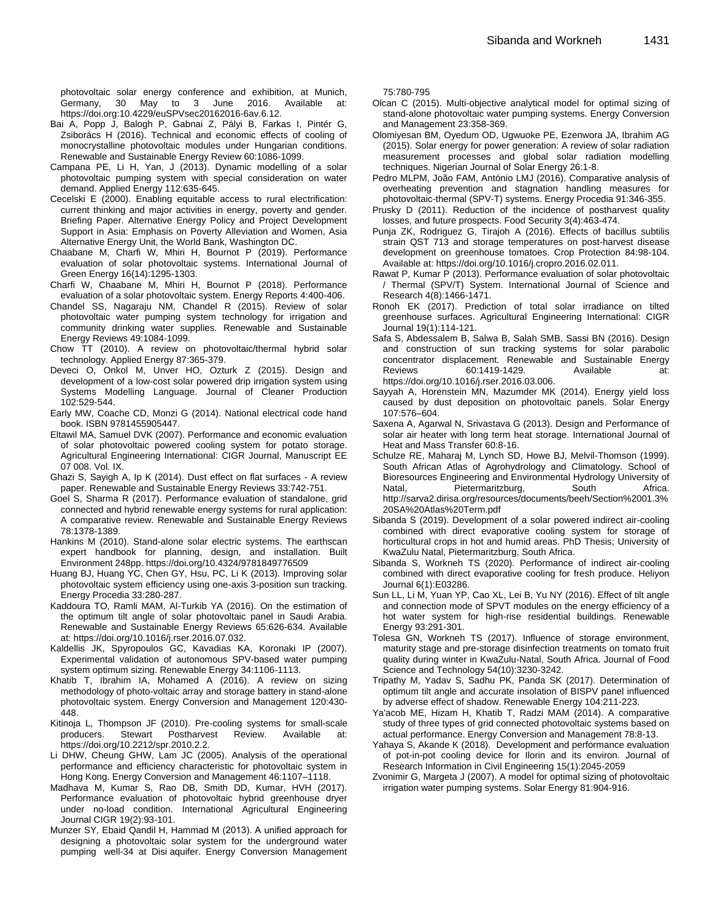photovoltaic solar energy conference and exhibition, at Munich, Germany, 30 May to 3 June 2016. Available at: https://doi.org/10.4229/euSPVsec20162016-6av.6.12.

Bai A, Popp J, Balogh P, Gabnai Z, Pályi B, Farkas I, Pintér G, Zsiborács H (2016). Technical and economic effects of cooling of monocrystalline photovoltaic modules under Hungarian conditions. Renewable and Sustainable Energy Review 60:1086-1099.

Campana PE, Li H, Yan, J (2013). Dynamic modelling of a solar photovoltaic pumping system with special consideration on water demand. Applied Energy 112:635-645.

Cecelski E (2000). Enabling equitable access to rural electrification: current thinking and major activities in energy, poverty and gender. Briefing Paper. Alternative Energy Policy and Project Development Support in Asia: Emphasis on Poverty Alleviation and Women, Asia Alternative Energy Unit, the World Bank, Washington DC.

Chaabane M, Charfi W, Mhiri H, Bournot P (2019). Performance evaluation of solar photovoltaic systems. International Journal of Green Energy 16(14):1295-1303.

Charfi W, Chaabane M, Mhiri H, Bournot P (2018). Performance evaluation of a solar photovoltaic system. Energy Reports 4:400-406.

Chandel SS, Nagaraju NM, Chandel R (2015). Review of solar photovoltaic water pumping system technology for irrigation and community drinking water supplies. Renewable and Sustainable Energy Reviews 49:1084-1099.

Chow TT (2010). A review on photovoltaic/thermal hybrid solar technology. Applied Energy 87:365-379.

Deveci O, Onkol M, Unver HO, Ozturk Z (2015). Design and development of a low-cost solar powered drip irrigation system using Systems Modelling Language. Journal of Cleaner Production 102:529-544.

Early MW, Coache CD, Monzi G (2014). National electrical code hand book. ISBN 9781455905447.

Eltawil MA, Samuel DVK (2007). Performance and economic evaluation of solar photovoltaic powered cooling system for potato storage. Agricultural Engineering International: CIGR Journal, Manuscript EE 07 008. Vol. IX.

Ghazi S, Sayigh A, Ip K (2014). Dust effect on flat surfaces - A review paper. Renewable and Sustainable Energy Reviews 33:742-751.

Goel S, Sharma R (2017). Performance evaluation of standalone, grid connected and hybrid renewable energy systems for rural application: A comparative review. Renewable and Sustainable Energy Reviews 78:1378-1389.

Hankins M (2010). Stand-alone solar electric systems. The earthscan expert handbook for planning, design, and installation. Built Environment 248pp. https://doi.org/10.4324/9781849776509

Huang BJ, Huang YC, Chen GY, Hsu, PC, Li K (2013). Improving solar photovoltaic system efficiency using one-axis 3-position sun tracking. Energy Procedia 33:280-287.

Kaddoura TO, Ramli MAM, Al-Turkib YA (2016). On the estimation of the optimum tilt angle of solar photovoltaic panel in Saudi Arabia. Renewable and Sustainable Energy Reviews 65:626-634. Available at: https://doi.org/10.1016/j.rser.2016.07.032.

Kaldellis JK, Spyropoulos GC, Kavadias KA, Koronaki IP (2007). Experimental validation of autonomous SPV-based water pumping system optimum sizing. Renewable Energy 34:1106-1113.

Khatib T, Ibrahim IA, Mohamed A (2016). A review on sizing methodology of photo-voltaic array and storage battery in stand-alone photovoltaic system. Energy Conversion and Management 120:430-448.

Kitinoja L, Thompson JF (2010). Pre-cooling systems for small-scale producers. Stewart Postharvest Review. Available at: https://doi.org/10.2212/spr.2010.2.2.

Li DHW, Cheung GHW, Lam JC (2005). Analysis of the operational performance and efficiency characteristic for photovoltaic system in Hong Kong. Energy Conversion and Management 46:1107–1118.

Madhava M, Kumar S, Rao DB, Smith DD, Kumar, HVH (2017). Performance evaluation of photovoltaic hybrid greenhouse dryer under no-load condition. International Agricultural Engineering Journal CIGR 19(2):93-101.

Munzer SY, Ebaid Qandil H, Hammad M (2013). A unified approach for designing a photovoltaic solar system for the underground water pumping well-34 at Disi aquifer. Energy Conversion Management 75:780-795

Olcan C (2015). Multi-objective analytical model for optimal sizing of stand-alone photovoltaic water pumping systems. Energy Conversion and Management 23:358-369.

Olomiyesan BM, Oyedum OD, Ugwuoke PE, Ezenwora JA, Ibrahim AG (2015). Solar energy for power generation: A review of solar radiation measurement processes and global solar radiation modelling techniques. Nigerian Journal of Solar Energy 26:1-8.

Pedro MLPM, João FAM, António LMJ (2016). Comparative analysis of overheating prevention and stagnation handling measures for photovoltaic-thermal (SPV-T) systems. Energy Procedia 91:346-355.

Prusky D (2011). Reduction of the incidence of postharvest quality losses, and future prospects. Food Security 3(4):463-474.

Punja ZK, Rodriguez G, Tirajoh A (2016). Effects of bacillus subtilis strain QST 713 and storage temperatures on post-harvest disease development on greenhouse tomatoes. Crop Protection 84:98-104. Available at: https://doi.org/10.1016/j.cropro.2016.02.011.

Rawat P, Kumar P (2013). Performance evaluation of solar photovoltaic / Thermal (SPV/T) System. International Journal of Science and Research 4(8):1466-1471.

Ronoh EK (2017). Prediction of total solar irradiance on tilted greenhouse surfaces. Agricultural Engineering International: CIGR Journal 19(1):114-121.

Safa S, Abdessalem B, Salwa B, Salah SMB, Sassi BN (2016). Design and construction of sun tracking systems for solar parabolic concentrator displacement. Renewable and Sustainable Energy Reviews 60:1419-1429. Available at: https://doi.org/10.1016/j.rser.2016.03.006.

Sayyah A, Horenstein MN, Mazumder MK (2014). Energy yield loss caused by dust deposition on photovoltaic panels. Solar Energy 107:576–604.

Saxena A, Agarwal N, Srivastava G (2013). Design and Performance of solar air heater with long term heat storage. International Journal of Heat and Mass Transfer 60:8-16.

Schulze RE, Maharaj M, Lynch SD, Howe BJ, Melvil-Thomson (1999). South African Atlas of Agrohydrology and Climatology. School of Bioresources Engineering and Environmental Hydrology University of Natal, Pietermaritzburg, South Africa. http://sarva2.dirisa.org/resources/documents/beeh/Section%2001.3%20SA%20Atlas%20Term.pdf

Sibanda S (2019). Development of a solar powered indirect air-cooling combined with direct evaporative cooling system for storage of horticultural crops in hot and humid areas. PhD Thesis; University of KwaZulu Natal, Pietermaritzburg, South Africa.

Sibanda S, Workneh TS (2020). Performance of indirect air-cooling combined with direct evaporative cooling for fresh produce. Heliyon Journal 6(1):E03286.

Sun LL, Li M, Yuan YP, Cao XL, Lei B, Yu NY (2016). Effect of tilt angle and connection mode of SPVT modules on the energy efficiency of a hot water system for high-rise residential buildings. Renewable Energy 93:291-301.

Tolesa GN, Workneh TS (2017). Influence of storage environment, maturity stage and pre-storage disinfection treatments on tomato fruit quality during winter in KwaZulu-Natal, South Africa. Journal of Food Science and Technology 54(10):3230-3242.

Tripathy M, Yadav S, Sadhu PK, Panda SK (2017). Determination of optimum tilt angle and accurate insolation of BISPV panel influenced by adverse effect of shadow. Renewable Energy 104:211-223.

Ya'acob ME, Hizam H, Khatib T, Radzi MAM (2014). A comparative study of three types of grid connected photovoltaic systems based on actual performance. Energy Conversion and Management 78:8-13.

Yahaya S, Akande K (2018). Development and performance evaluation of pot-in-pot cooling device for Ilorin and its environ. Journal of Research Information in Civil Engineering 15(1):2045-2059

Zvonimir G, Margeta J (2007). A model for optimal sizing of photovoltaic irrigation water pumping systems. Solar Energy 81:904-916.